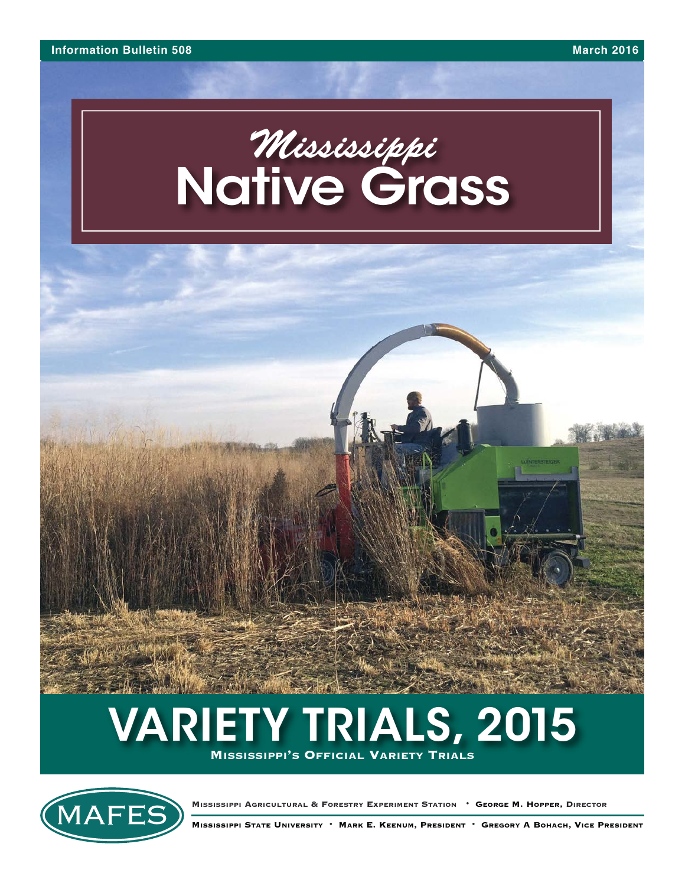Information Bulletin 508

March 2016

# *Mississippi* Native Grass

# VARIETY TRIALS, 2015

**Mississippi's Official Variety Trials**

MAFES

Mississippi Agricultural & Forestry Experiment Station • George M. Hopper, Director

Mississippi State University • Mark E. Keenum, President • Gregory A Bohach, Vice President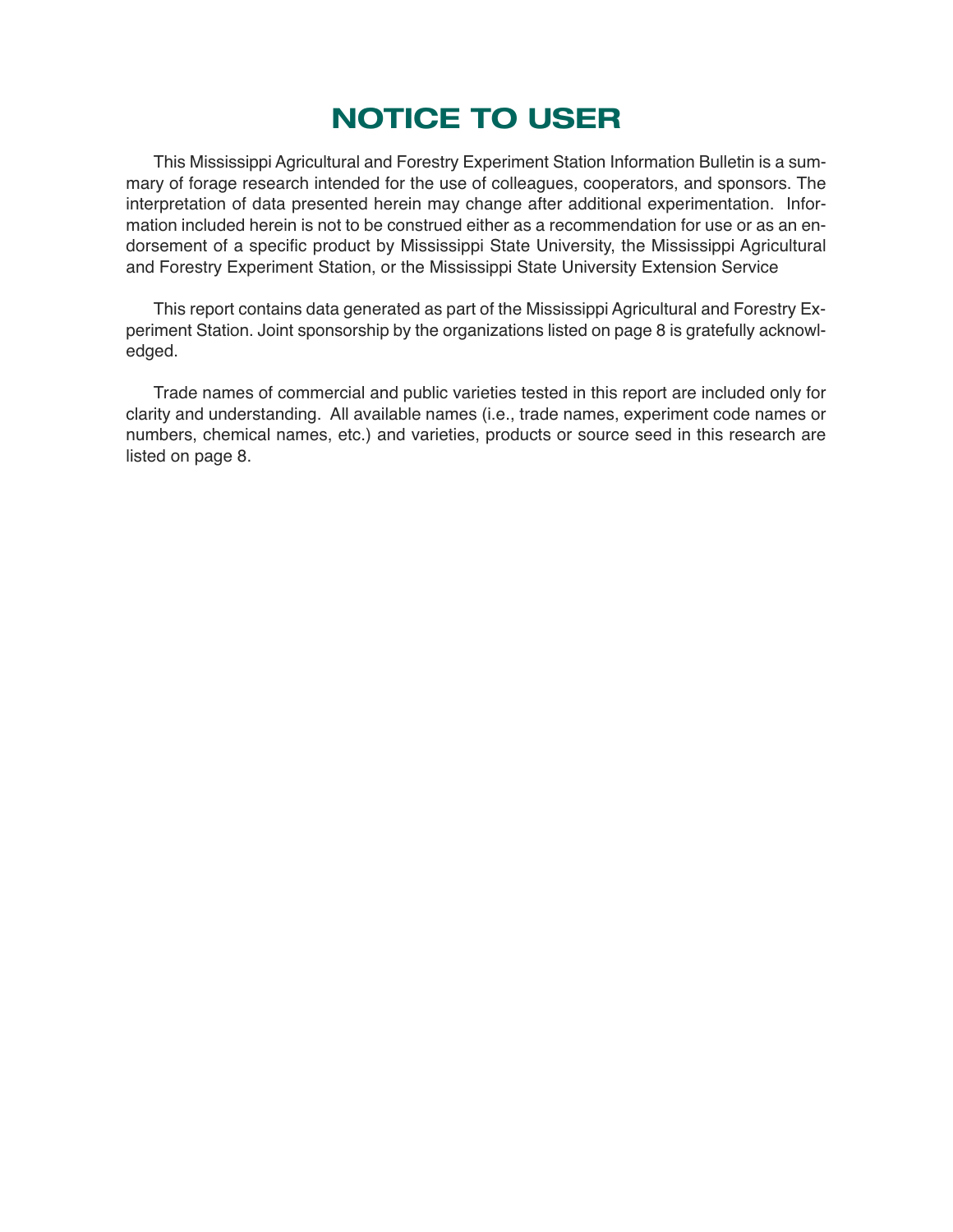# NOTICE TO USER

This Mississippi Agricultural and Forestry Experiment Station Information Bulletin is a summary of forage research intended for the use of colleagues, cooperators, and sponsors. The interpretation of data presented herein may change after additional experimentation. Information included herein is not to be construed either as a recommendation for use or as an endorsement of a specific product by Mississippi State University, the Mississippi Agricultural and Forestry Experiment Station, or the Mississippi State University Extension Service

This report contains data generated as part of the Mississippi Agricultural and Forestry Experiment Station. Joint sponsorship by the organizations listed on page 8 is gratefully acknowledged.

Trade names of commercial and public varieties tested in this report are included only for clarity and understanding. All available names (i.e., trade names, experiment code names or numbers, chemical names, etc.) and varieties, products or source seed in this research are listed on page 8.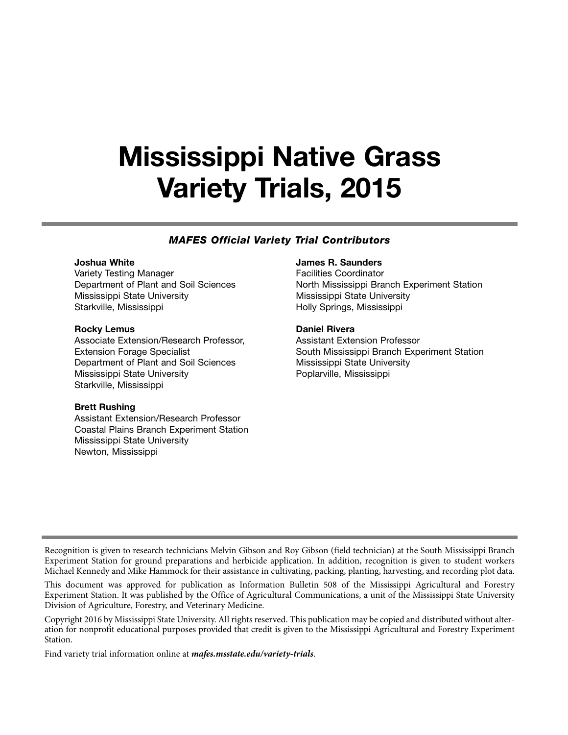# Mississippi Native Grass Variety Trials, 2015

***MAFES Official Variety Trial Contributors***

**Joshua White**
Variety Testing Manager
Department of Plant and Soil Sciences
Mississippi State University
Starkville, Mississippi

**Rocky Lemus**
Associate Extension/Research Professor,
Extension Forage Specialist
Department of Plant and Soil Sciences
Mississippi State University
Starkville, Mississippi

**Brett Rushing**
Assistant Extension/Research Professor
Coastal Plains Branch Experiment Station
Mississippi State University
Newton, Mississippi

**James R. Saunders**
Facilities Coordinator
North Mississippi Branch Experiment Station
Mississippi State University
Holly Springs, Mississippi

**Daniel Rivera**
Assistant Extension Professor
South Mississippi Branch Experiment Station
Mississippi State University
Poplarville, Mississippi

Recognition is given to research technicians Melvin Gibson and Roy Gibson (field technician) at the South Mississippi Branch Experiment Station for ground preparations and herbicide application. In addition, recognition is given to student workers Michael Kennedy and Mike Hammock for their assistance in cultivating, packing, planting, harvesting, and recording plot data.

This document was approved for publication as Information Bulletin 508 of the Mississippi Agricultural and Forestry Experiment Station. It was published by the Office of Agricultural Communications, a unit of the Mississippi State University Division of Agriculture, Forestry, and Veterinary Medicine.

Copyright 2016 by Mississippi State University. All rights reserved. This publication may be copied and distributed without alteration for nonprofit educational purposes provided that credit is given to the Mississippi Agricultural and Forestry Experiment Station.

Find variety trial information online at ***mafes.msstate.edu/variety-trials***.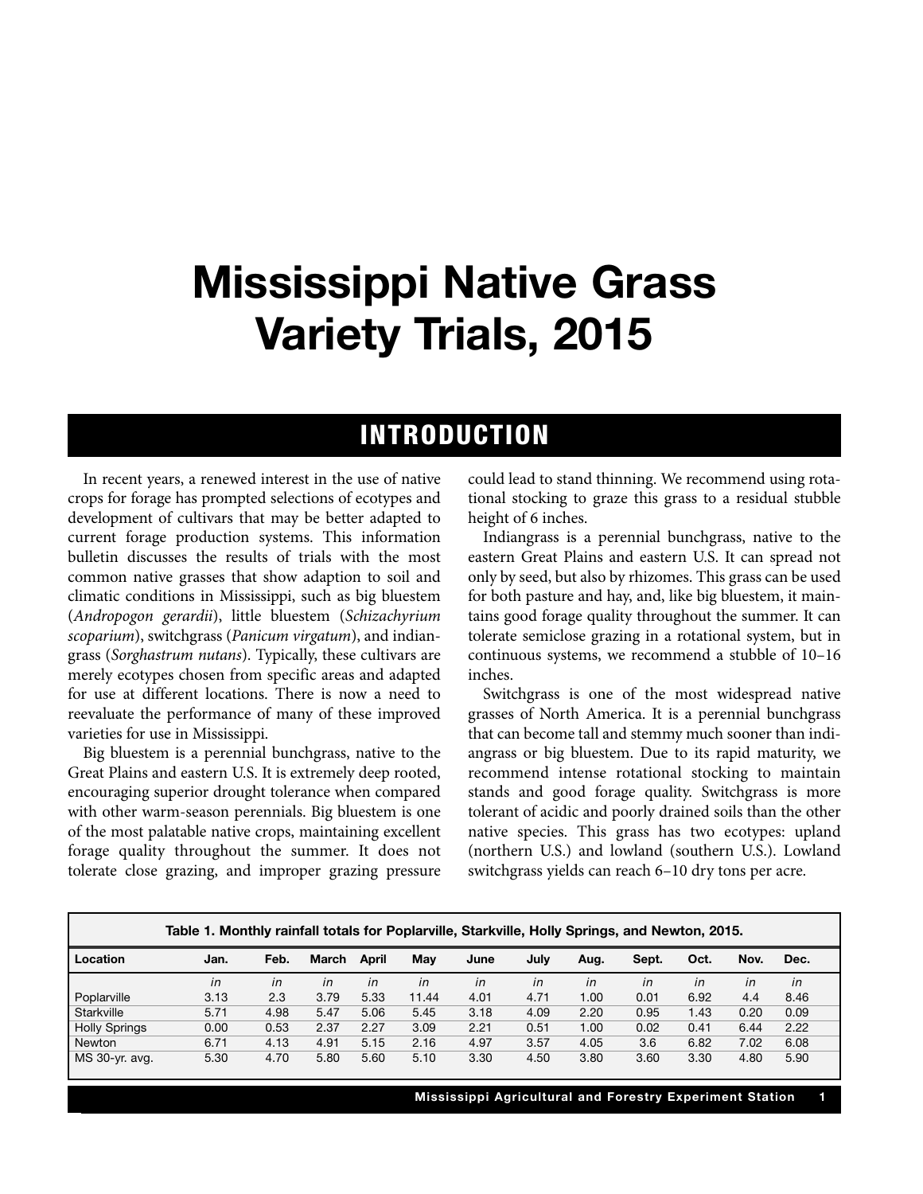# Mississippi Native Grass Variety Trials, 2015

## INTRODUCTION

In recent years, a renewed interest in the use of native crops for forage has prompted selections of ecotypes and development of cultivars that may be better adapted to current forage production systems. This information bulletin discusses the results of trials with the most common native grasses that show adaption to soil and climatic conditions in Mississippi, such as big bluestem (*Andropogon gerardii*), little bluestem (*Schizachyrium scoparium*), switchgrass (*Panicum virgatum*), and indiangrass (*Sorghastrum nutans*). Typically, these cultivars are merely ecotypes chosen from specific areas and adapted for use at different locations. There is now a need to reevaluate the performance of many of these improved varieties for use in Mississippi.

Big bluestem is a perennial bunchgrass, native to the Great Plains and eastern U.S. It is extremely deep rooted, encouraging superior drought tolerance when compared with other warm-season perennials. Big bluestem is one of the most palatable native crops, maintaining excellent forage quality throughout the summer. It does not tolerate close grazing, and improper grazing pressure could lead to stand thinning. We recommend using rotational stocking to graze this grass to a residual stubble height of 6 inches.

Indiangrass is a perennial bunchgrass, native to the eastern Great Plains and eastern U.S. It can spread not only by seed, but also by rhizomes. This grass can be used for both pasture and hay, and, like big bluestem, it maintains good forage quality throughout the summer. It can tolerate semiclose grazing in a rotational system, but in continuous systems, we recommend a stubble of 10–16 inches.

Switchgrass is one of the most widespread native grasses of North America. It is a perennial bunchgrass that can become tall and stemmy much sooner than indiangrass or big bluestem. Due to its rapid maturity, we recommend intense rotational stocking to maintain stands and good forage quality. Switchgrass is more tolerant of acidic and poorly drained soils than the other native species. This grass has two ecotypes: upland (northern U.S.) and lowland (southern U.S.). Lowland switchgrass yields can reach 6–10 dry tons per acre.

**Table 1. Monthly rainfall totals for Poplarville, Starkville, Holly Springs, and Newton, 2015.**

| Location | Jan. | Feb. | March | April | May | June | July | Aug. | Sept. | Oct. | Nov. | Dec. |
|---|---|---|---|---|---|---|---|---|---|---|---|---|
| | *in* | *in* | *in* | *in* | *in* | *in* | *in* | *in* | *in* | *in* | *in* | *in* |
| Poplarville | 3.13 | 2.3 | 3.79 | 5.33 | 11.44 | 4.01 | 4.71 | 1.00 | 0.01 | 6.92 | 4.4 | 8.46 |
| Starkville | 5.71 | 4.98 | 5.47 | 5.06 | 5.45 | 3.18 | 4.09 | 2.20 | 0.95 | 1.43 | 0.20 | 0.09 |
| Holly Springs | 0.00 | 0.53 | 2.37 | 2.27 | 3.09 | 2.21 | 0.51 | 1.00 | 0.02 | 0.41 | 6.44 | 2.22 |
| Newton | 6.71 | 4.13 | 4.91 | 5.15 | 2.16 | 4.97 | 3.57 | 4.05 | 3.6 | 6.82 | 7.02 | 6.08 |
| MS 30-yr. avg. | 5.30 | 4.70 | 5.80 | 5.60 | 5.10 | 3.30 | 4.50 | 3.80 | 3.60 | 3.30 | 4.80 | 5.90 |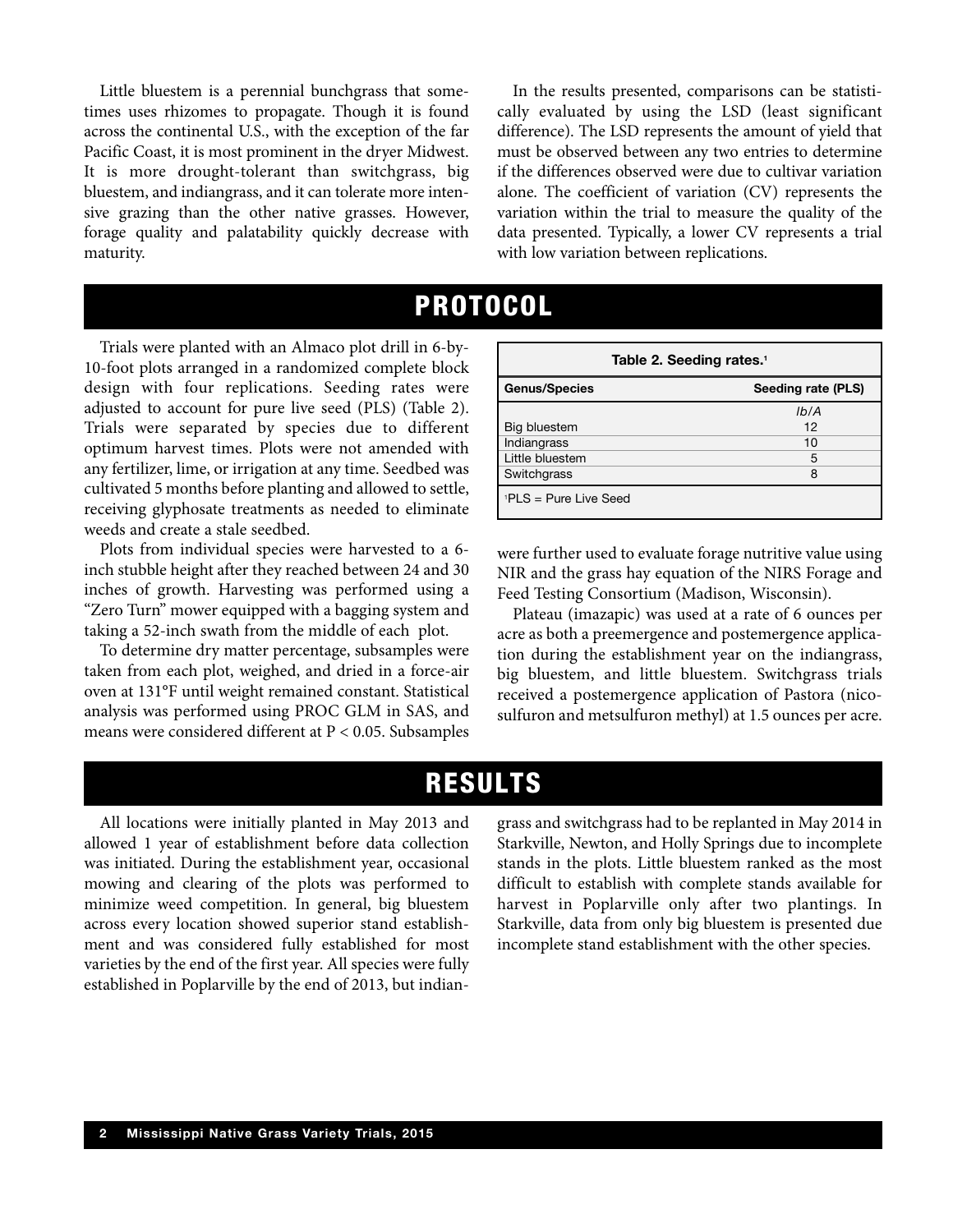Little bluestem is a perennial bunchgrass that sometimes uses rhizomes to propagate. Though it is found across the continental U.S., with the exception of the far Pacific Coast, it is most prominent in the dryer Midwest. It is more drought-tolerant than switchgrass, big bluestem, and indiangrass, and it can tolerate more intensive grazing than the other native grasses. However, forage quality and palatability quickly decrease with maturity.

In the results presented, comparisons can be statistically evaluated by using the LSD (least significant difference). The LSD represents the amount of yield that must be observed between any two entries to determine if the differences observed were due to cultivar variation alone. The coefficient of variation (CV) represents the variation within the trial to measure the quality of the data presented. Typically, a lower CV represents a trial with low variation between replications.

# PROTOCOL

Trials were planted with an Almaco plot drill in 6-by-10-foot plots arranged in a randomized complete block design with four replications. Seeding rates were adjusted to account for pure live seed (PLS) (Table 2). Trials were separated by species due to different optimum harvest times. Plots were not amended with any fertilizer, lime, or irrigation at any time. Seedbed was cultivated 5 months before planting and allowed to settle, receiving glyphosate treatments as needed to eliminate weeds and create a stale seedbed.

Plots from individual species were harvested to a 6-inch stubble height after they reached between 24 and 30 inches of growth. Harvesting was performed using a "Zero Turn" mower equipped with a bagging system and taking a 52-inch swath from the middle of each plot.

To determine dry matter percentage, subsamples were taken from each plot, weighed, and dried in a force-air oven at 131°F until weight remained constant. Statistical analysis was performed using PROC GLM in SAS, and means were considered different at $P < 0.05$. Subsamples were further used to evaluate forage nutritive value using NIR and the grass hay equation of the NIRS Forage and Feed Testing Consortium (Madison, Wisconsin).

**Table 2. Seeding rates.[1]**

| Genus/Species | Seeding rate (PLS) |
|---|---|
| | *lb/A* |
| Big bluestem | 12 |
| Indiangrass | 10 |
| Little bluestem | 5 |
| Switchgrass | 8 |

[1]PLS = Pure Live Seed

Plateau (imazapic) was used at a rate of 6 ounces per acre as both a preemergence and postemergence application during the establishment year on the indiangrass, big bluestem, and little bluestem. Switchgrass trials received a postemergence application of Pastora (nicosulfuron and metsulfuron methyl) at 1.5 ounces per acre.

# RESULTS

All locations were initially planted in May 2013 and allowed 1 year of establishment before data collection was initiated. During the establishment year, occasional mowing and clearing of the plots was performed to minimize weed competition. In general, big bluestem across every location showed superior stand establishment and was considered fully established for most varieties by the end of the first year. All species were fully established in Poplarville by the end of 2013, but indiangrass and switchgrass had to be replanted in May 2014 in Starkville, Newton, and Holly Springs due to incomplete stands in the plots. Little bluestem ranked as the most difficult to establish with complete stands available for harvest in Poplarville only after two plantings. In Starkville, data from only big bluestem is presented due incomplete stand establishment with the other species.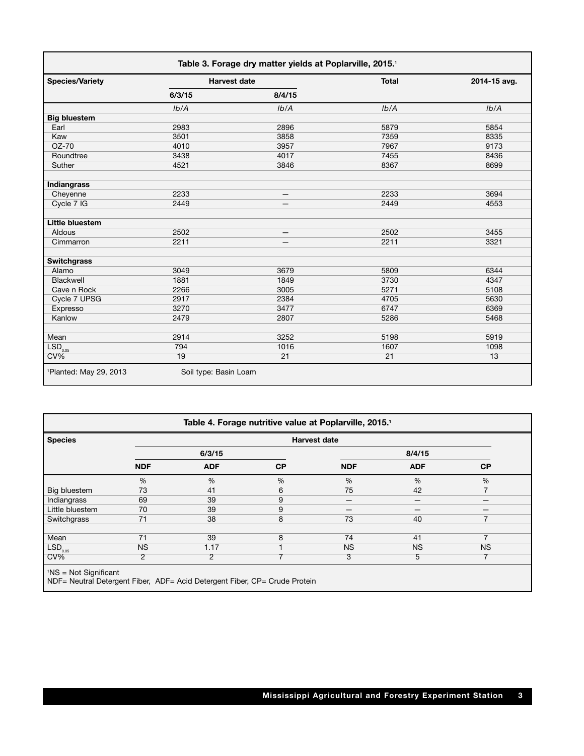**Table 3. Forage dry matter yields at Poplarville, 2015.**[1]

| Species/Variety | Harvest date | | Total | 2014-15 avg. |
|---|---|---|---|---|
| | 6/3/15 | 8/4/15 | | |
| | *lb/A* | *lb/A* | *lb/A* | *lb/A* |
| **Big bluestem** | | | | |
| Earl | 2983 | 2896 | 5879 | 5854 |
| Kaw | 3501 | 3858 | 7359 | 8335 |
| OZ-70 | 4010 | 3957 | 7967 | 9173 |
| Roundtree | 3438 | 4017 | 7455 | 8436 |
| Suther | 4521 | 3846 | 8367 | 8699 |
| **Indiangrass** | | | | |
| Cheyenne | 2233 | — | 2233 | 3694 |
| Cycle 7 IG | 2449 | — | 2449 | 4553 |
| **Little bluestem** | | | | |
| Aldous | 2502 | — | 2502 | 3455 |
| Cimmarron | 2211 | — | 2211 | 3321 |
| **Switchgrass** | | | | |
| Alamo | 3049 | 3679 | 5809 | 6344 |
| Blackwell | 1881 | 1849 | 3730 | 4347 |
| Cave n Rock | 2266 | 3005 | 5271 | 5108 |
| Cycle 7 UPSG | 2917 | 2384 | 4705 | 5630 |
| Expresso | 3270 | 3477 | 6747 | 6369 |
| Kanlow | 2479 | 2807 | 5286 | 5468 |
| Mean | 2914 | 3252 | 5198 | 5919 |
| $LSD_{0.05}$ | 794 | 1016 | 1607 | 1098 |
| CV% | 19 | 21 | 21 | 13 |

[1]Planted: May 29, 2013 Soil type: Basin Loam

**Table 4. Forage nutritive value at Poplarville, 2015.**[1]

| Species | Harvest date | | | | | |
|---|---|---|---|---|---|---|
| | 6/3/15 | | | 8/4/15 | | |
| | NDF | ADF | CP | NDF | ADF | CP |
| | % | % | % | % | % | % |
| Big bluestem | 73 | 41 | 6 | 75 | 42 | 7 |
| Indiangrass | 69 | 39 | 9 | — | — | — |
| Little bluestem | 70 | 39 | 9 | — | — | — |
| Switchgrass | 71 | 38 | 8 | 73 | 40 | 7 |
| Mean | 71 | 39 | 8 | 74 | 41 | 7 |
| $LSD_{0.05}$ | NS | 1.17 | 1 | NS | NS | NS |
| CV% | 2 | 2 | 7 | 3 | 5 | 7 |

[1]NS = Not Significant
NDF= Neutral Detergent Fiber, ADF= Acid Detergent Fiber, CP= Crude Protein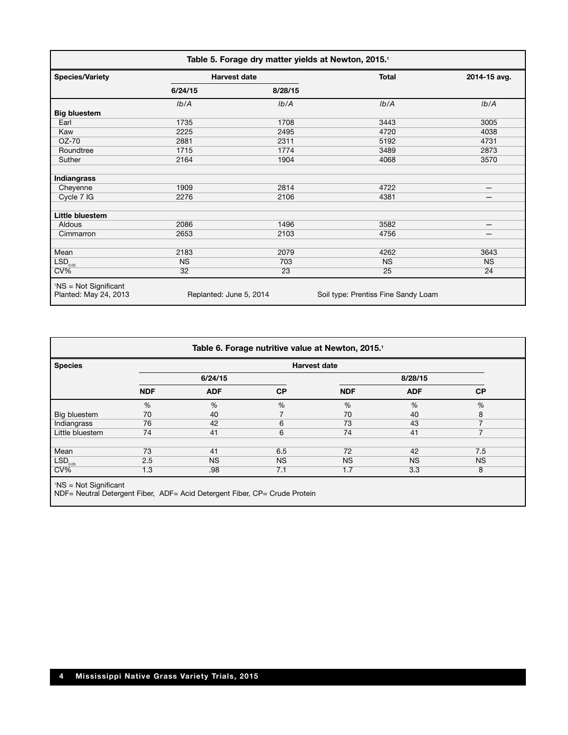**Table 5. Forage dry matter yields at Newton, 2015.[1]**

| Species/Variety | Harvest date | | Total | 2014-15 avg. |
|---|---|---|---|---|
| | 6/24/15 | 8/28/15 | | |
| | *lb/A* | *lb/A* | *lb/A* | *lb/A* |
| **Big bluestem** | | | | |
| Earl | 1735 | 1708 | 3443 | 3005 |
| Kaw | 2225 | 2495 | 4720 | 4038 |
| OZ-70 | 2881 | 2311 | 5192 | 4731 |
| Roundtree | 1715 | 1774 | 3489 | 2873 |
| Suther | 2164 | 1904 | 4068 | 3570 |
| **Indiangrass** | | | | |
| Cheyenne | 1909 | 2814 | 4722 | — |
| Cycle 7 IG | 2276 | 2106 | 4381 | — |
| **Little bluestem** | | | | |
| Aldous | 2086 | 1496 | 3582 | — |
| Cimmarron | 2653 | 2103 | 4756 | — |
| Mean | 2183 | 2079 | 4262 | 3643 |
| $LSD_{0.05}$ | NS | 703 | NS | NS |
| CV% | 32 | 23 | 25 | 24 |

[1]NS = Not Significant
Planted: May 24, 2013 Replanted: June 5, 2014 Soil type: Prentiss Fine Sandy Loam

**Table 6. Forage nutritive value at Newton, 2015.[1]**

| Species | Harvest date | | | | | |
|---|---|---|---|---|---|---|
| | 6/24/15 | | | 8/28/15 | | |
| | NDF | ADF | CP | NDF | ADF | CP |
| | % | % | % | % | % | % |
| Big bluestem | 70 | 40 | 7 | 70 | 40 | 8 |
| Indiangrass | 76 | 42 | 6 | 73 | 43 | 7 |
| Little bluestem | 74 | 41 | 6 | 74 | 41 | 7 |
| Mean | 73 | 41 | 6.5 | 72 | 42 | 7.5 |
| $LSD_{0.05}$ | 2.5 | NS | NS | NS | NS | NS |
| CV% | 1.3 | .98 | 7.1 | 1.7 | 3.3 | 8 |

[1]NS = Not Significant
NDF= Neutral Detergent Fiber, ADF= Acid Detergent Fiber, CP= Crude Protein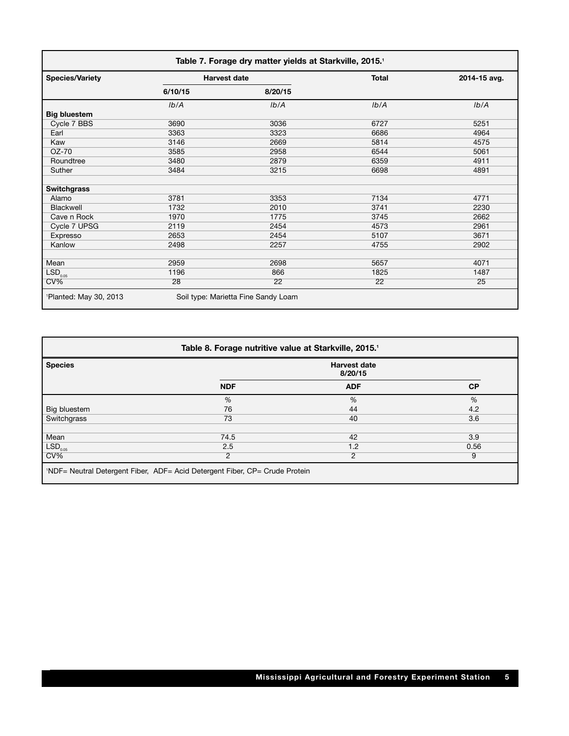**Table 7. Forage dry matter yields at Starkville, 2015.[1]**

| Species/Variety | Harvest date | | Total | 2014-15 avg. |
|---|---|---|---|---|
| | 6/10/15 | 8/20/15 | | |
| | *lb/A* | *lb/A* | *lb/A* | *lb/A* |
| **Big bluestem** | | | | |
| Cycle 7 BBS | 3690 | 3036 | 6727 | 5251 |
| Earl | 3363 | 3323 | 6686 | 4964 |
| Kaw | 3146 | 2669 | 5814 | 4575 |
| OZ-70 | 3585 | 2958 | 6544 | 5061 |
| Roundtree | 3480 | 2879 | 6359 | 4911 |
| Suther | 3484 | 3215 | 6698 | 4891 |
| | | | | |
| **Switchgrass** | | | | |
| Alamo | 3781 | 3353 | 7134 | 4771 |
| Blackwell | 1732 | 2010 | 3741 | 2230 |
| Cave n Rock | 1970 | 1775 | 3745 | 2662 |
| Cycle 7 UPSG | 2119 | 2454 | 4573 | 2961 |
| Expresso | 2653 | 2454 | 5107 | 3671 |
| Kanlow | 2498 | 2257 | 4755 | 2902 |
| | | | | |
| Mean | 2959 | 2698 | 5657 | 4071 |
| $LSD_{0.05}$ | 1196 | 866 | 1825 | 1487 |
| CV% | 28 | 22 | 22 | 25 |

[1]Planted: May 30, 2013    Soil type: Marietta Fine Sandy Loam

**Table 8. Forage nutritive value at Starkville, 2015.[1]**

| Species | Harvest date 8/20/15 | | |
|---|---|---|---|
| | NDF | ADF | CP |
| | % | % | % |
| Big bluestem | 76 | 44 | 4.2 |
| Switchgrass | 73 | 40 | 3.6 |
| | | | |
| Mean | 74.5 | 42 | 3.9 |
| $LSD_{0.05}$ | 2.5 | 1.2 | 0.56 |
| CV% | 2 | 2 | 9 |

[1]NDF= Neutral Detergent Fiber, ADF= Acid Detergent Fiber, CP= Crude Protein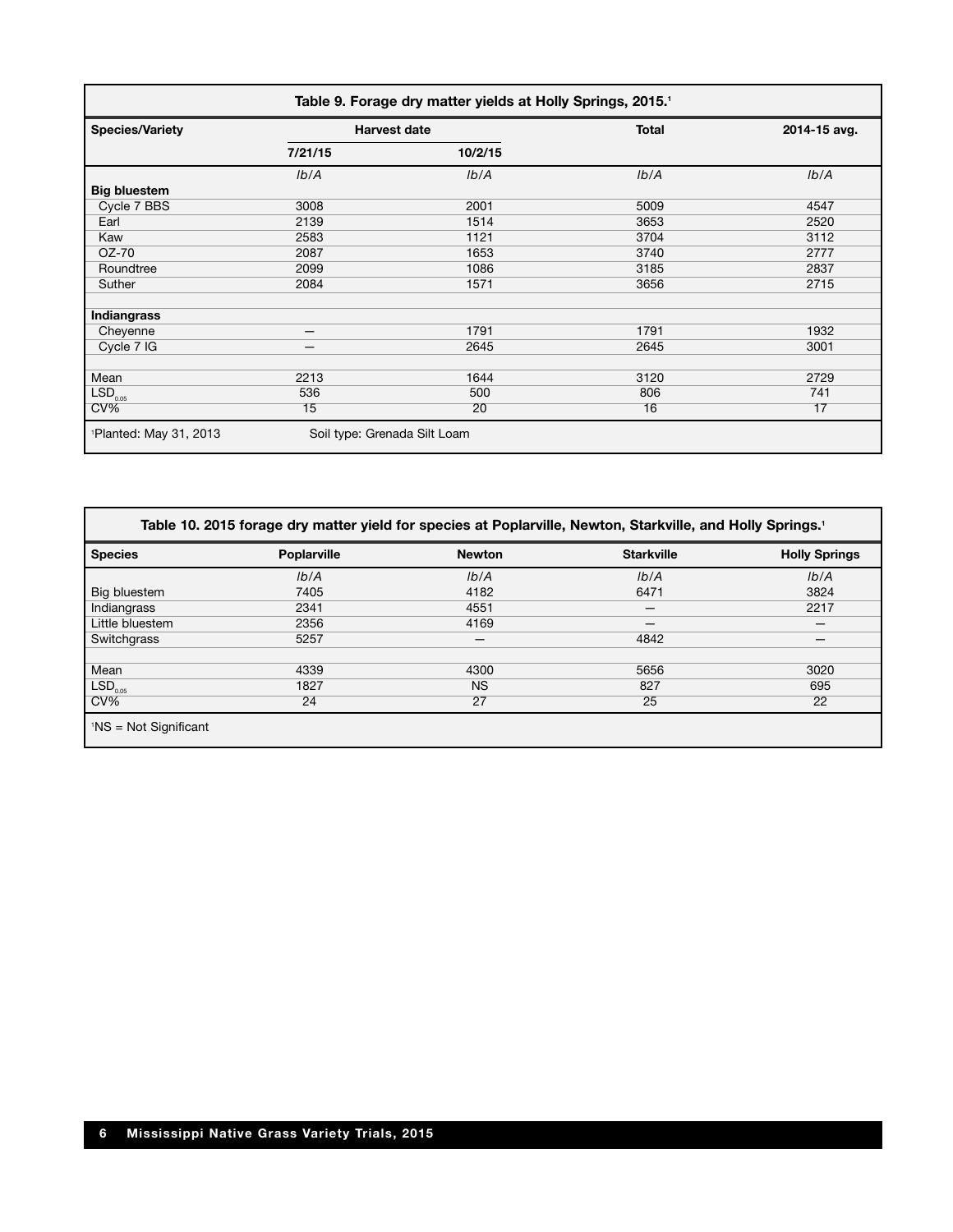**Table 9. Forage dry matter yields at Holly Springs, 2015.[1]**

| Species/Variety | Harvest date | | Total | 2014-15 avg. |
|---|---|---|---|---|
| | 7/21/15 | 10/2/15 | | |
| | *lb/A* | *lb/A* | *lb/A* | *lb/A* |
| **Big bluestem** | | | | |
| Cycle 7 BBS | 3008 | 2001 | 5009 | 4547 |
| Earl | 2139 | 1514 | 3653 | 2520 |
| Kaw | 2583 | 1121 | 3704 | 3112 |
| OZ-70 | 2087 | 1653 | 3740 | 2777 |
| Roundtree | 2099 | 1086 | 3185 | 2837 |
| Suther | 2084 | 1571 | 3656 | 2715 |
| | | | | |
| **Indiangrass** | | | | |
| Cheyenne | — | 1791 | 1791 | 1932 |
| Cycle 7 IG | — | 2645 | 2645 | 3001 |
| | | | | |
| Mean | 2213 | 1644 | 3120 | 2729 |
| $LSD_{0.05}$ | 536 | 500 | 806 | 741 |
| CV% | 15 | 20 | 16 | 17 |

[1]Planted: May 31, 2013 Soil type: Grenada Silt Loam

**Table 10. 2015 forage dry matter yield for species at Poplarville, Newton, Starkville, and Holly Springs.[1]**

| Species | Poplarville | Newton | Starkville | Holly Springs |
|---|---|---|---|---|
| | *lb/A* | *lb/A* | *lb/A* | *lb/A* |
| Big bluestem | 7405 | 4182 | 6471 | 3824 |
| Indiangrass | 2341 | 4551 | — | 2217 |
| Little bluestem | 2356 | 4169 | — | — |
| Switchgrass | 5257 | — | 4842 | — |
| | | | | |
| Mean | 4339 | 4300 | 5656 | 3020 |
| $LSD_{0.05}$ | 1827 | NS | 827 | 695 |
| CV% | 24 | 27 | 25 | 22 |

[1]NS = Not Significant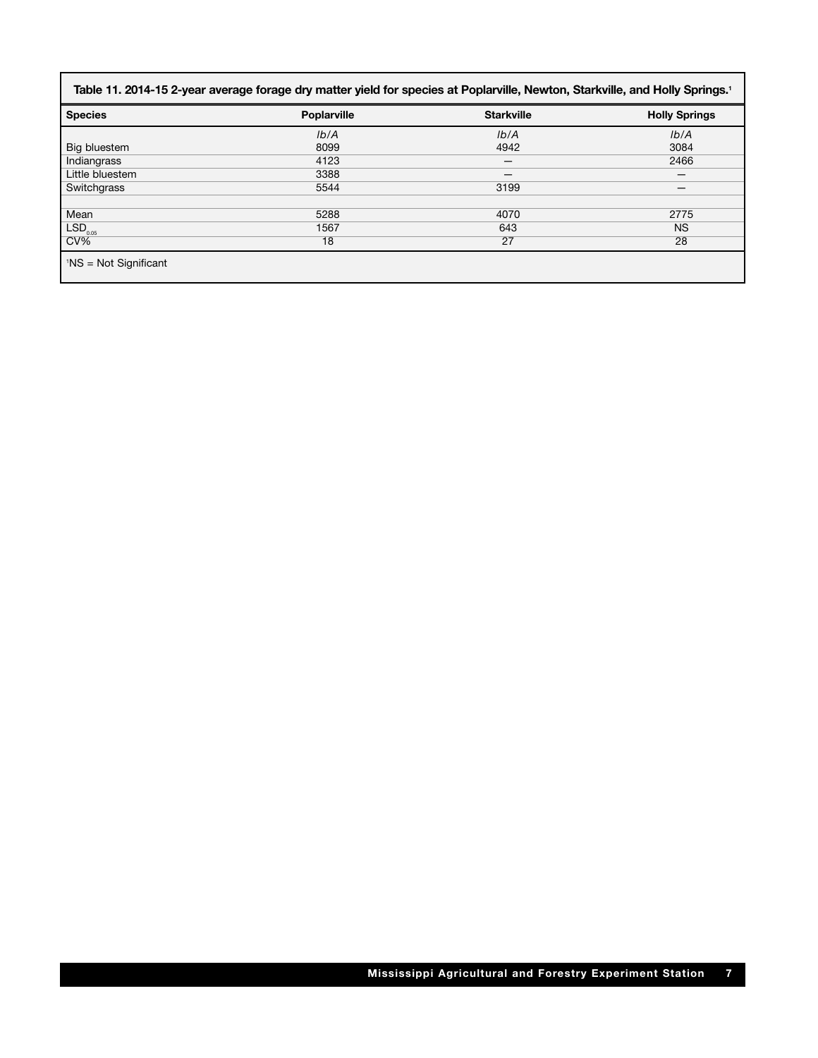**Table 11. 2014-15 2-year average forage dry matter yield for species at Poplarville, Newton, Starkville, and Holly Springs.[1]**

| Species | Poplarville | Starkville | Holly Springs |
|---|---|---|---|
| | *lb/A* | *lb/A* | *lb/A* |
| Big bluestem | 8099 | 4942 | 3084 |
| Indiangrass | 4123 | — | 2466 |
| Little bluestem | 3388 | — | — |
| Switchgrass | 5544 | 3199 | — |
| | | | |
| Mean | 5288 | 4070 | 2775 |
| $LSD_{0.05}$ | 1567 | 643 | NS |
| CV% | 18 | 27 | 28 |

[1]NS = Not Significant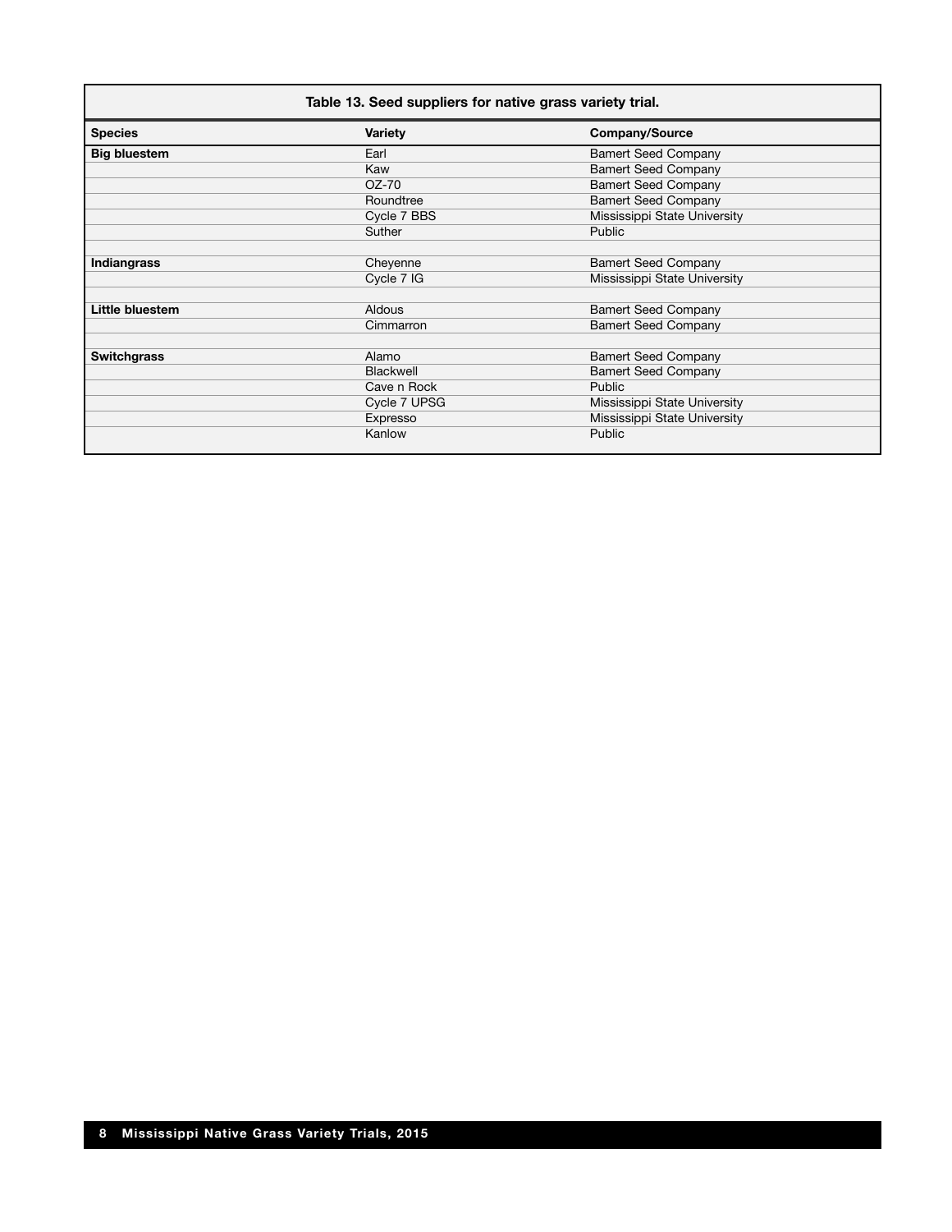**Table 13. Seed suppliers for native grass variety trial.**

| Species | Variety | Company/Source |
|---|---|---|
| **Big bluestem** | Earl | Bamert Seed Company |
| | Kaw | Bamert Seed Company |
| | OZ-70 | Bamert Seed Company |
| | Roundtree | Bamert Seed Company |
| | Cycle 7 BBS | Mississippi State University |
| | Suther | Public |
| | | |
| **Indiangrass** | Cheyenne | Bamert Seed Company |
| | Cycle 7 IG | Mississippi State University |
| | | |
| **Little bluestem** | Aldous | Bamert Seed Company |
| | Cimmarron | Bamert Seed Company |
| | | |
| **Switchgrass** | Alamo | Bamert Seed Company |
| | Blackwell | Bamert Seed Company |
| | Cave n Rock | Public |
| | Cycle 7 UPSG | Mississippi State University |
| | Expresso | Mississippi State University |
| | Kanlow | Public |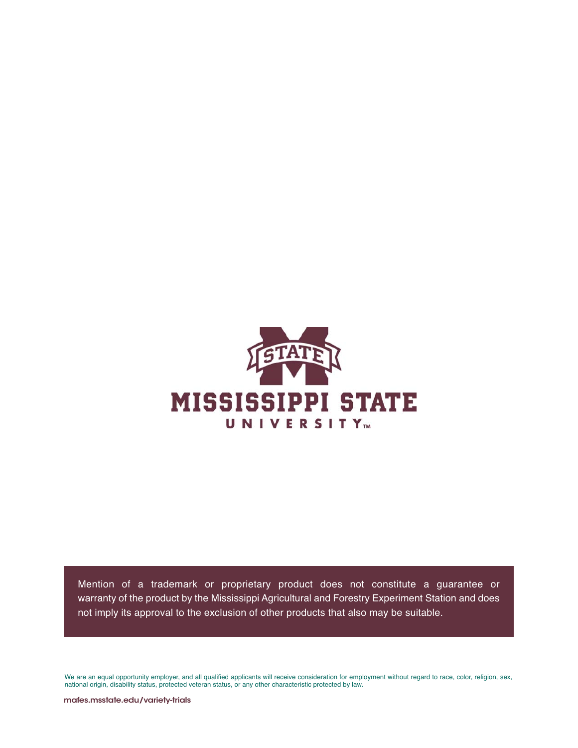MISSISSIPPI STATE UNIVERSITY™

Mention of a trademark or proprietary product does not constitute a guarantee or warranty of the product by the Mississippi Agricultural and Forestry Experiment Station and does not imply its approval to the exclusion of other products that also may be suitable.

We are an equal opportunity employer, and all qualified applicants will receive consideration for employment without regard to race, color, religion, sex, national origin, disability status, protected veteran status, or any other characteristic protected by law.

mafes.msstate.edu/variety-trials